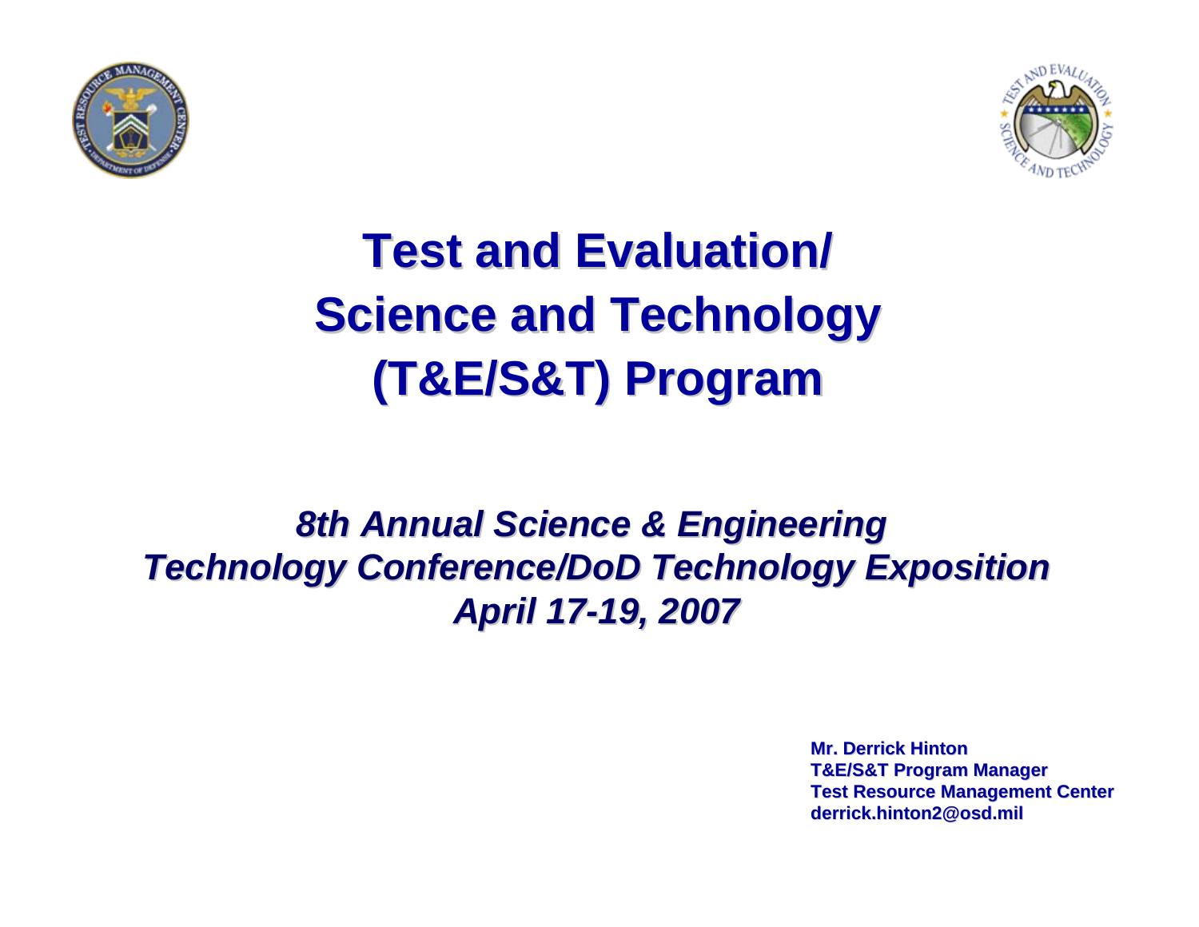# Test and Evaluation/ Science and Technology (T&E/S&T) Program

***8th Annual Science & Engineering Technology Conference/DoD Technology Exposition***
***April 17-19, 2007***

**Mr. Derrick Hinton**
**T&E/S&T Program Manager**
**Test Resource Management Center**
**derrick.hinton2@osd.mil**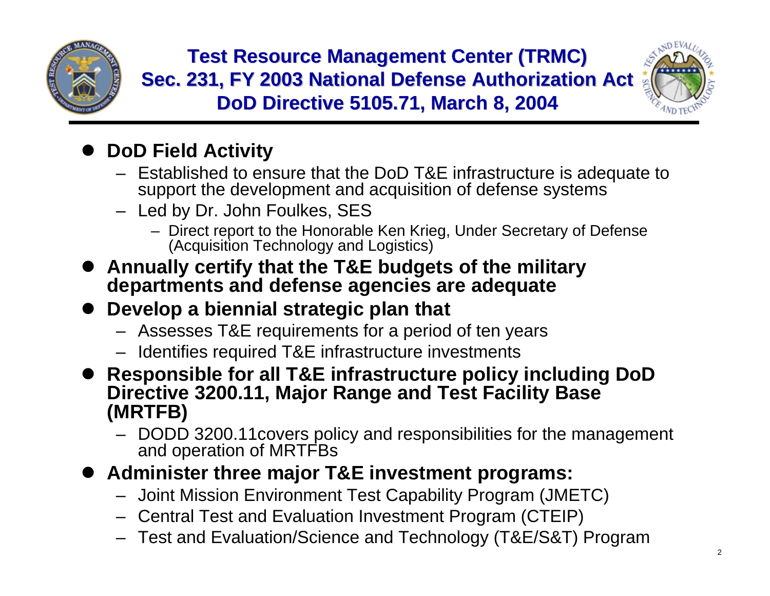# Test Resource Management Center (TRMC)
# Sec. 231, FY 2003 National Defense Authorization Act
# DoD Directive 5105.71, March 8, 2004

- **DoD Field Activity**
  - Established to ensure that the DoD T&E infrastructure is adequate to support the development and acquisition of defense systems
  - Led by Dr. John Foulkes, SES
    - Direct report to the Honorable Ken Krieg, Under Secretary of Defense (Acquisition Technology and Logistics)
- **Annually certify that the T&E budgets of the military departments and defense agencies are adequate**
- **Develop a biennial strategic plan that**
  - Assesses T&E requirements for a period of ten years
  - Identifies required T&E infrastructure investments
- **Responsible for all T&E infrastructure policy including DoD Directive 3200.11, Major Range and Test Facility Base (MRTFB)**
  - DODD 3200.11covers policy and responsibilities for the management and operation of MRTFBs
- **Administer three major T&E investment programs:**
  - Joint Mission Environment Test Capability Program (JMETC)
  - Central Test and Evaluation Investment Program (CTEIP)
  - Test and Evaluation/Science and Technology (T&E/S&T) Program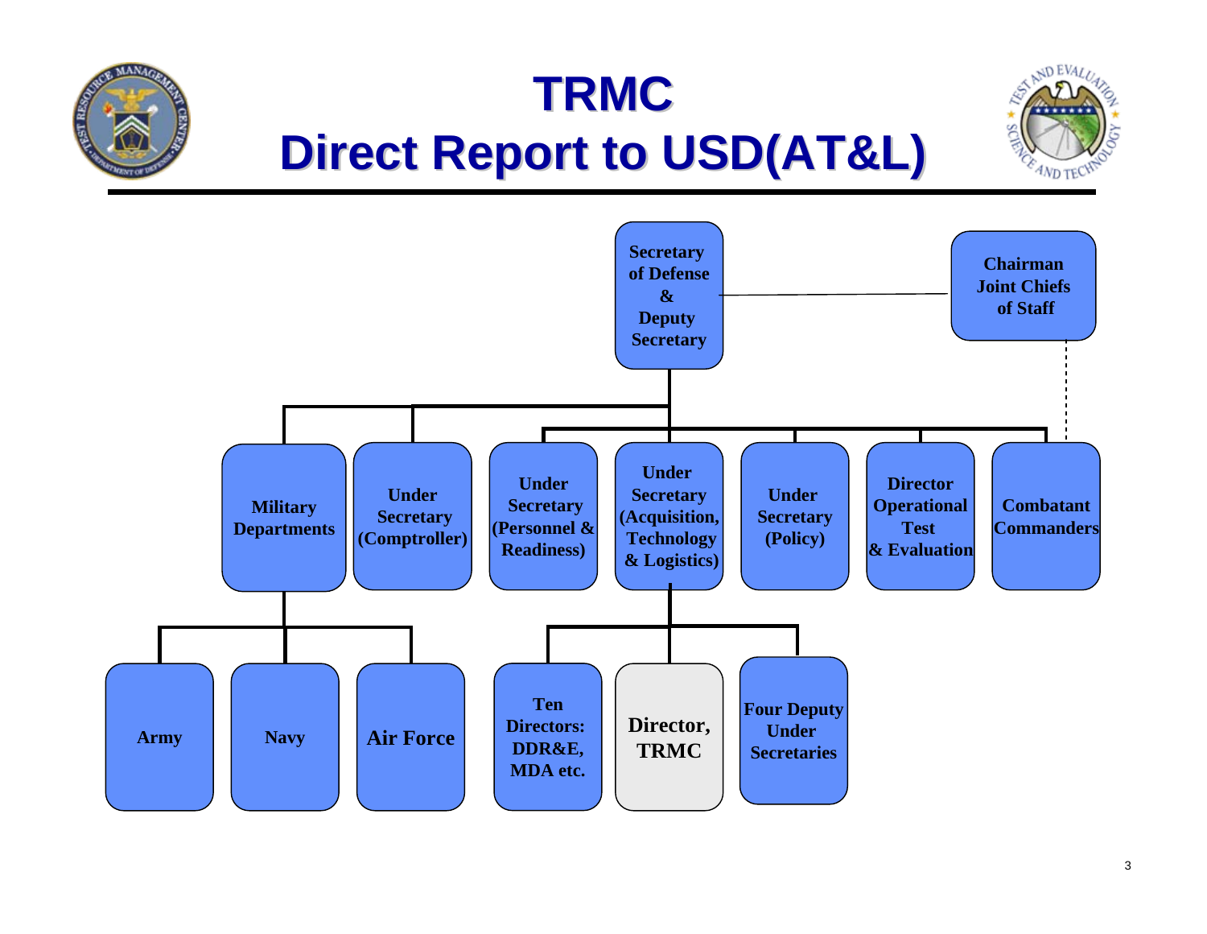# TRMC
# Direct Report to USD(AT&L)

- Secretary of Defense & Deputy Secretary
  - Chairman Joint Chiefs of Staff
  - Military Departments
    - Army
    - Navy
    - Air Force
  - Under Secretary (Comptroller)
  - Under Secretary (Personnel & Readiness)
  - Under Secretary (Acquisition, Technology & Logistics)
    - Ten Directors: DDR&E, MDA etc.
    - Director, TRMC
    - Four Deputy Under Secretaries
  - Under Secretary (Policy)
  - Director Operational Test & Evaluation
  - Combatant Commanders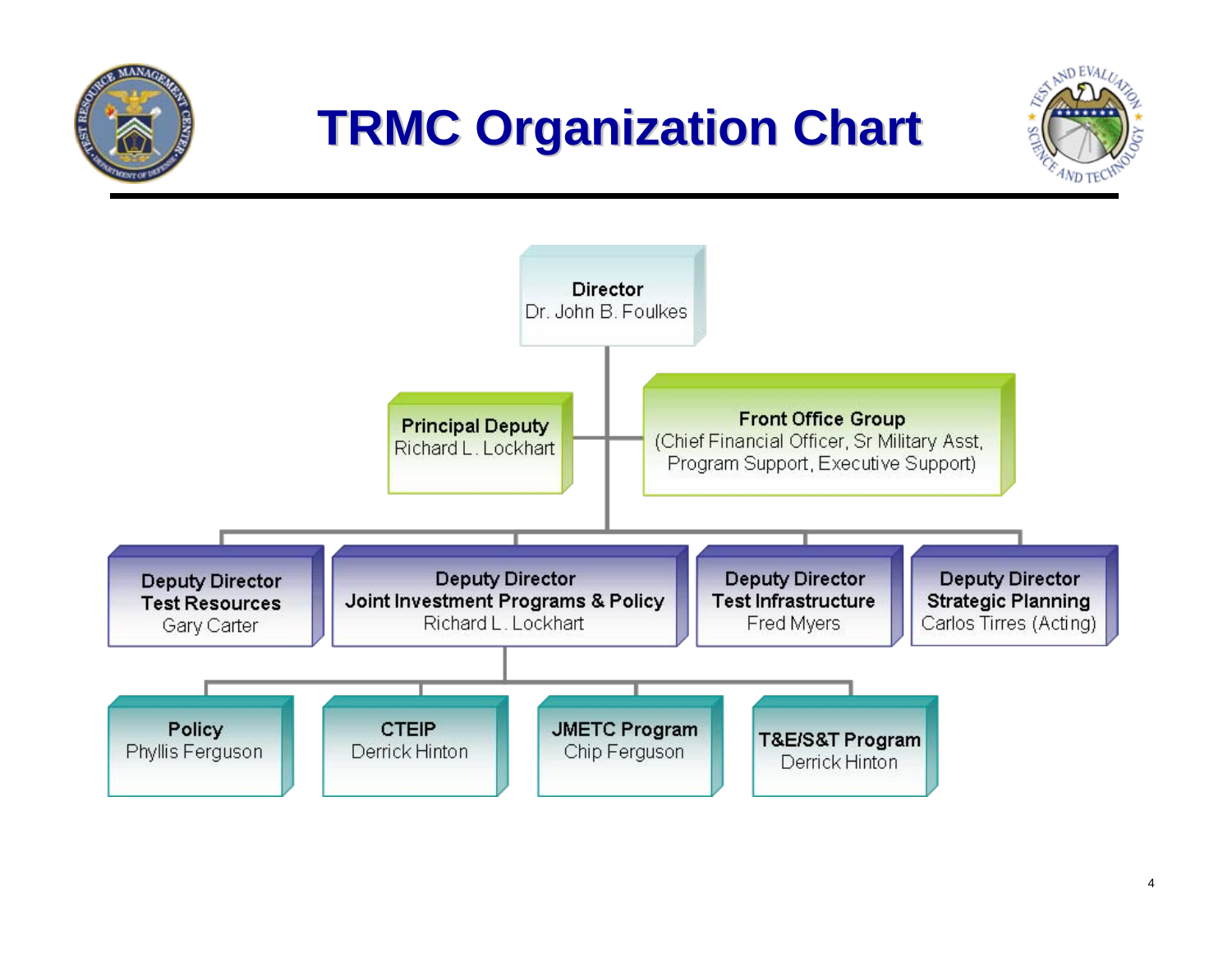# TRMC Organization Chart

- **Director**
  Dr. John B. Foulkes
  - **Principal Deputy**
    Richard L. Lockhart
  - **Front Office Group**
    (Chief Financial Officer, Sr Military Asst, Program Support, Executive Support)
  - **Deputy Director Test Resources**
    Gary Carter
  - **Deputy Director Joint Investment Programs & Policy**
    Richard L. Lockhart
    - **Policy**
      Phyllis Ferguson
    - **CTEIP**
      Derrick Hinton
    - **JMETC Program**
      Chip Ferguson
    - **T&E/S&T Program**
      Derrick Hinton
  - **Deputy Director Test Infrastructure**
    Fred Myers
  - **Deputy Director Strategic Planning**
    Carlos Tirres (Acting)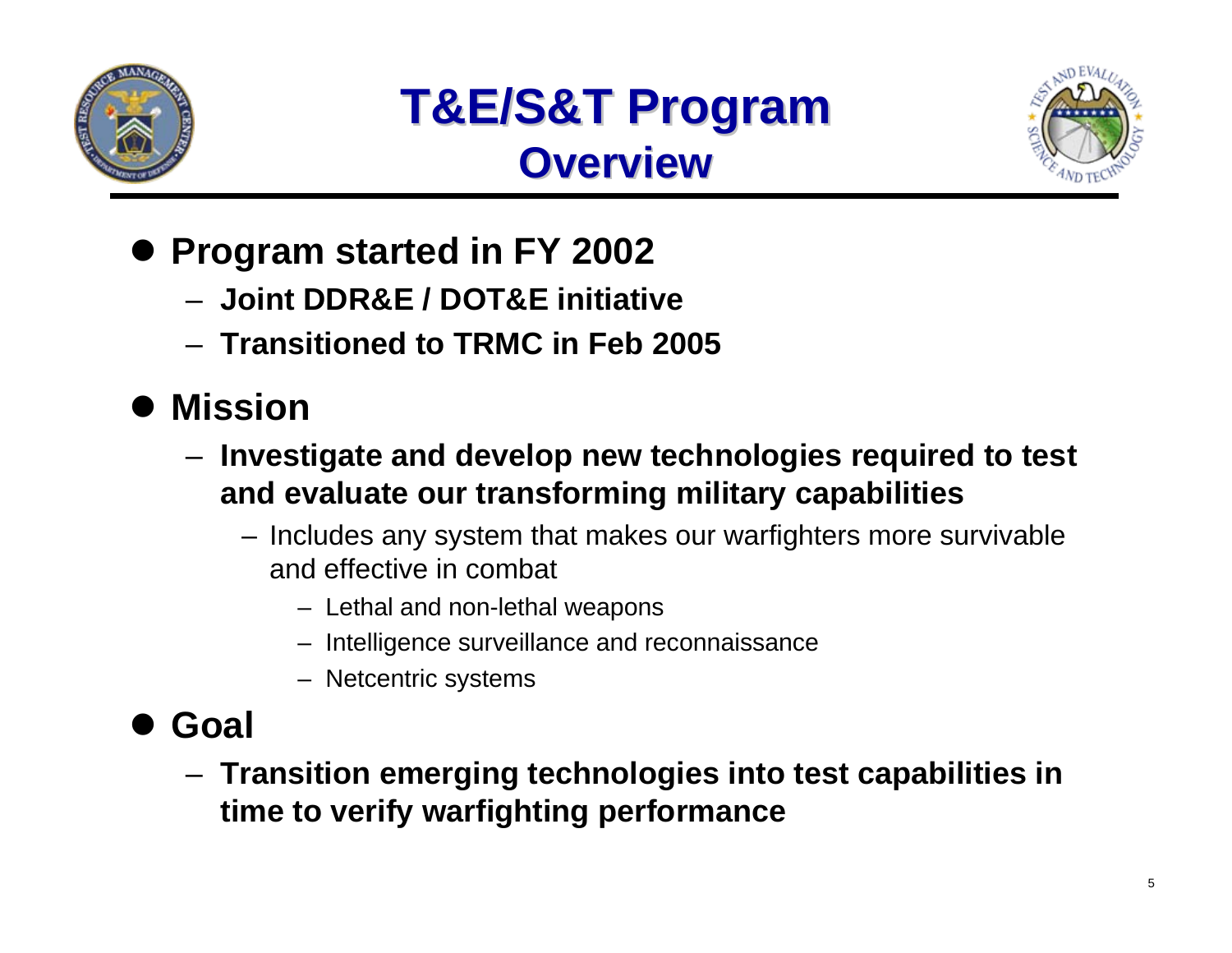# T&E/S&T Program Overview

- **Program started in FY 2002**
  - **Joint DDR&E / DOT&E initiative**
  - **Transitioned to TRMC in Feb 2005**
- **Mission**
  - **Investigate and develop new technologies required to test and evaluate our transforming military capabilities**
    - Includes any system that makes our warfighters more survivable and effective in combat
      - Lethal and non-lethal weapons
      - Intelligence surveillance and reconnaissance
      - Netcentric systems
- **Goal**
  - **Transition emerging technologies into test capabilities in time to verify warfighting performance**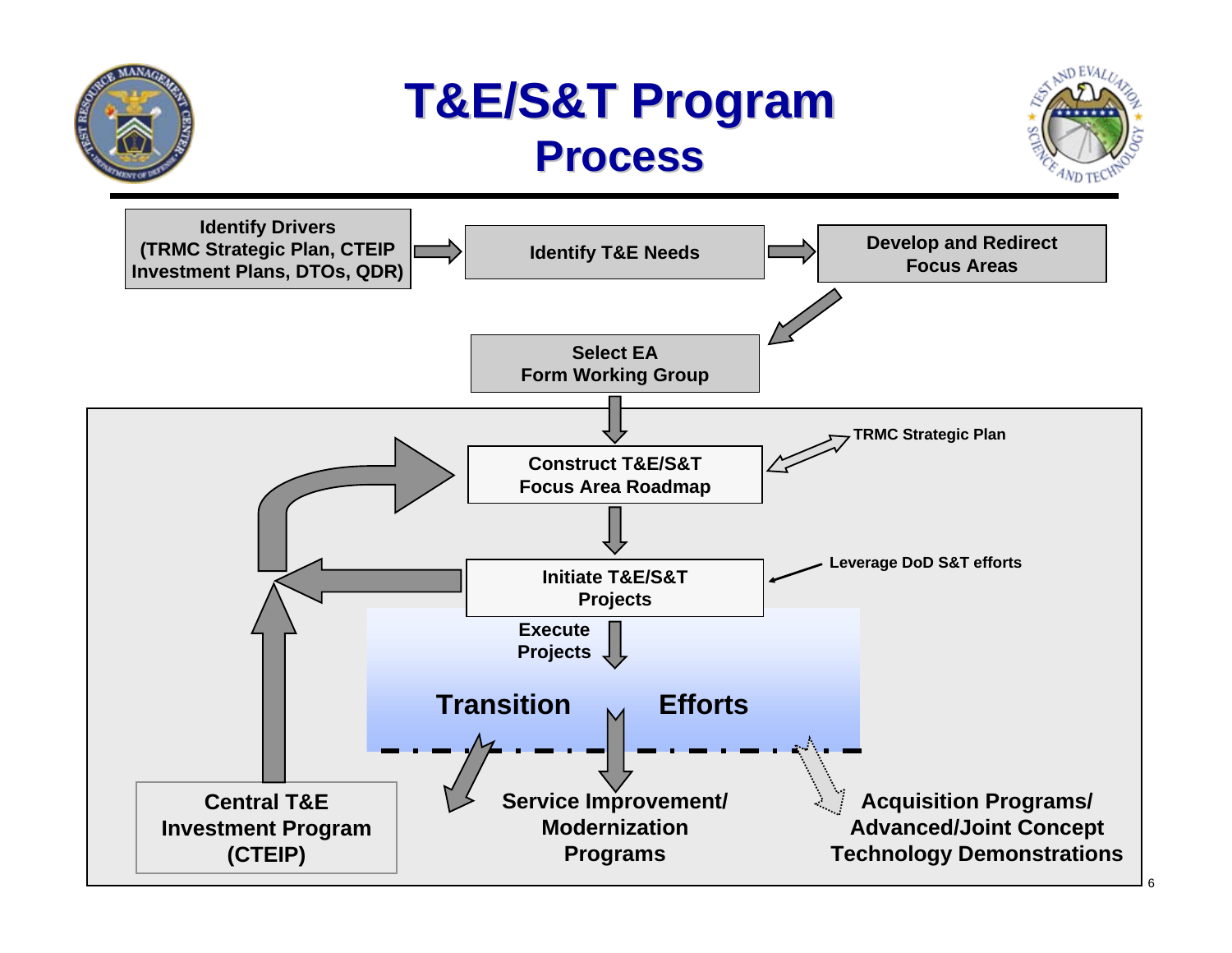# T&E/S&T Program Process

Identify Drivers (TRMC Strategic Plan, CTEIP Investment Plans, DTOs, QDR) → Identify T&E Needs → Develop and Redirect Focus Areas

Select EA
Form Working Group

Construct T&E/S&T Focus Area Roadmap ↔ TRMC Strategic Plan

Initiate T&E/S&T Projects ← Leverage DoD S&T efforts

Execute Projects

Transition Efforts

Central T&E Investment Program (CTEIP)

Service Improvement/ Modernization Programs

Acquisition Programs/ Advanced/Joint Concept Technology Demonstrations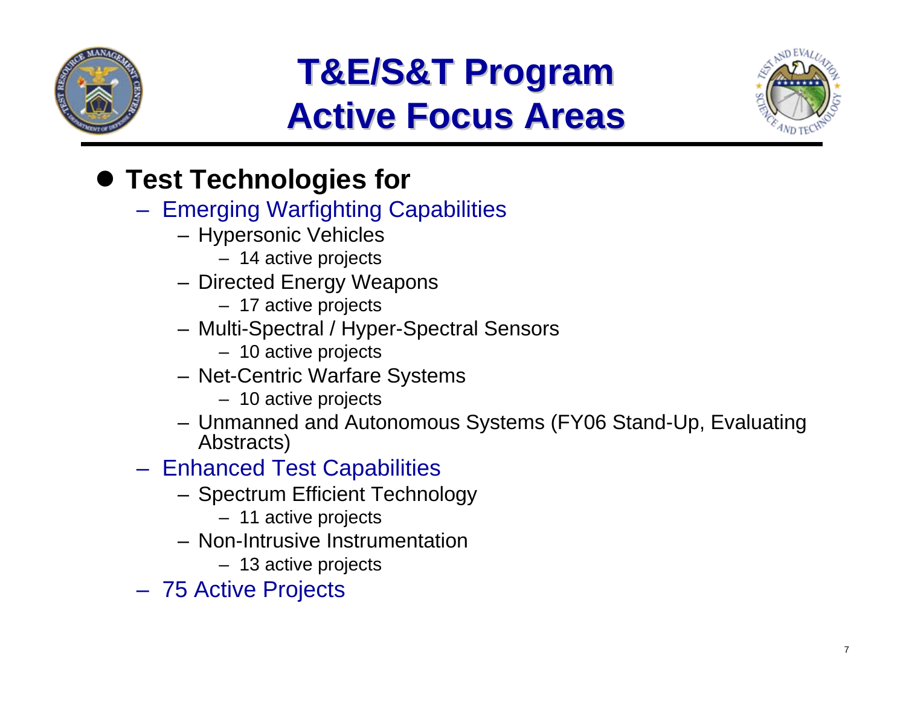# T&E/S&T Program
# Active Focus Areas

- **Test Technologies for**
  - Emerging Warfighting Capabilities
    - Hypersonic Vehicles
      - 14 active projects
    - Directed Energy Weapons
      - 17 active projects
    - Multi-Spectral / Hyper-Spectral Sensors
      - 10 active projects
    - Net-Centric Warfare Systems
      - 10 active projects
    - Unmanned and Autonomous Systems (FY06 Stand-Up, Evaluating Abstracts)
  - Enhanced Test Capabilities
    - Spectrum Efficient Technology
      - 11 active projects
    - Non-Intrusive Instrumentation
      - 13 active projects
  - 75 Active Projects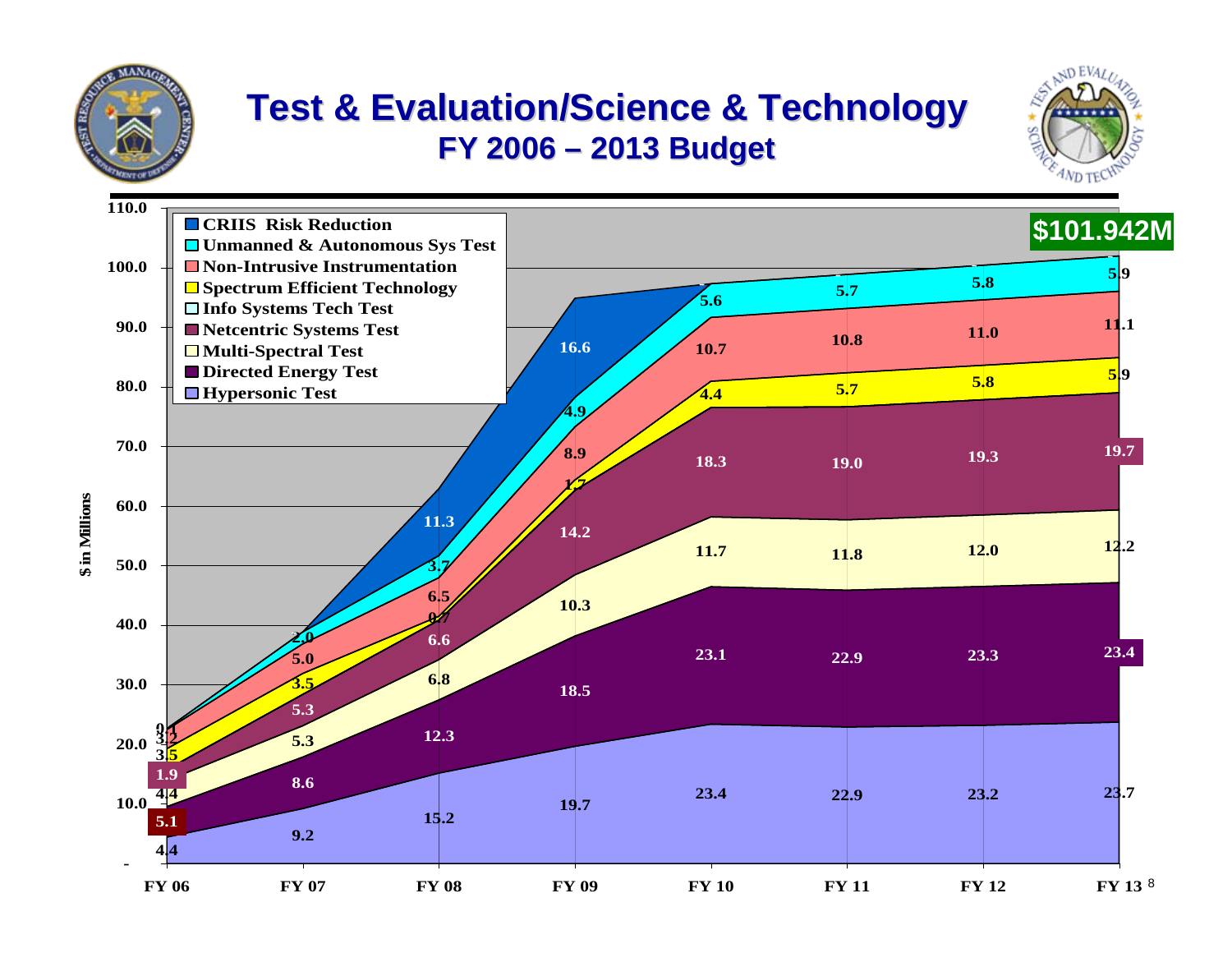# Test & Evaluation/Science & Technology

## FY 2006 – 2013 Budget

$101.942M

| ($ in Millions) | FY 06 | FY 07 | FY 08 | FY 09 | FY 10 | FY 11 | FY 12 | FY 13 |
|---|---|---|---|---|---|---|---|---|
| CRIIS Risk Reduction | | | 11.3 | 16.6 | | | | |
| Unmanned & Autonomous Sys Test | 0.1 | 2.0 | 3.7 | 4.9 | 5.6 | 5.7 | 5.8 | 5.9 |
| Non-Intrusive Instrumentation | 3.2 | 5.0 | 6.5 | 8.9 | 10.7 | 10.8 | 11.0 | 11.1 |
| Spectrum Efficient Technology | 3.5 | 3.5 | 0.7 | 1.7 | 4.4 | 5.7 | 5.8 | 5.9 |
| Info Systems Tech Test | | | | | | | | |
| Netcentric Systems Test | 1.9 | 5.3 | 6.6 | 14.2 | 18.3 | 19.0 | 19.3 | 19.7 |
| Multi-Spectral Test | 4.4 | 5.3 | 6.8 | 10.3 | 11.7 | 11.8 | 12.0 | 12.2 |
| Directed Energy Test | 5.1 | 8.6 | 12.3 | 18.5 | 23.1 | 22.9 | 23.3 | 23.4 |
| Hypersonic Test | 4.4 | 9.2 | 15.2 | 19.7 | 23.4 | 22.9 | 23.2 | 23.7 |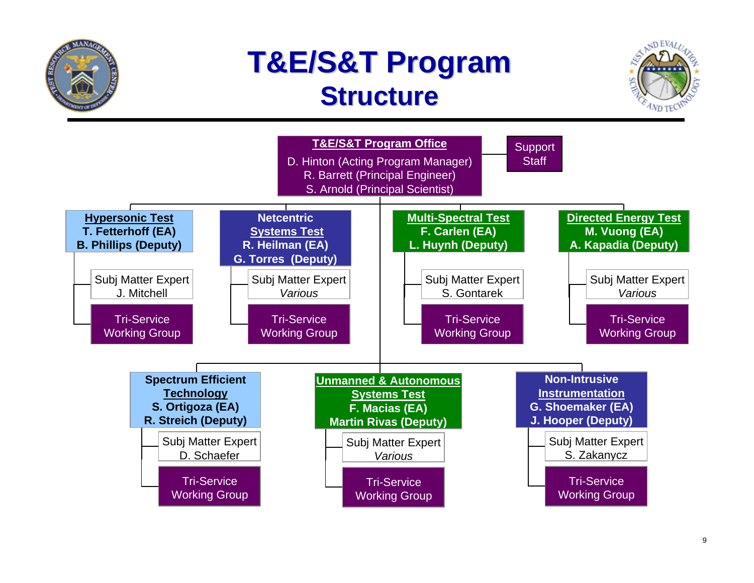# T&E/S&T Program Structure

**T&E/S&T Program Office**
D. Hinton (Acting Program Manager)
R. Barrett (Principal Engineer)
S. Arnold (Principal Scientist)

Support Staff

**Hypersonic Test**
T. Fetterhoff (EA)
B. Phillips (Deputy)
- Subj Matter Expert: J. Mitchell
- Tri-Service Working Group

**Netcentric Systems Test**
R. Heilman (EA)
G. Torres (Deputy)
- Subj Matter Expert: *Various*
- Tri-Service Working Group

**Multi-Spectral Test**
F. Carlen (EA)
L. Huynh (Deputy)
- Subj Matter Expert: S. Gontarek
- Tri-Service Working Group

**Directed Energy Test**
M. Vuong (EA)
A. Kapadia (Deputy)
- Subj Matter Expert: *Various*
- Tri-Service Working Group

**Spectrum Efficient Technology**
S. Ortigoza (EA)
R. Streich (Deputy)
- Subj Matter Expert: D. Schaefer
- Tri-Service Working Group

**Unmanned & Autonomous Systems Test**
F. Macias (EA)
Martin Rivas (Deputy)
- Subj Matter Expert: *Various*
- Tri-Service Working Group

**Non-Intrusive Instrumentation**
G. Shoemaker (EA)
J. Hooper (Deputy)
- Subj Matter Expert: S. Zakanycz
- Tri-Service Working Group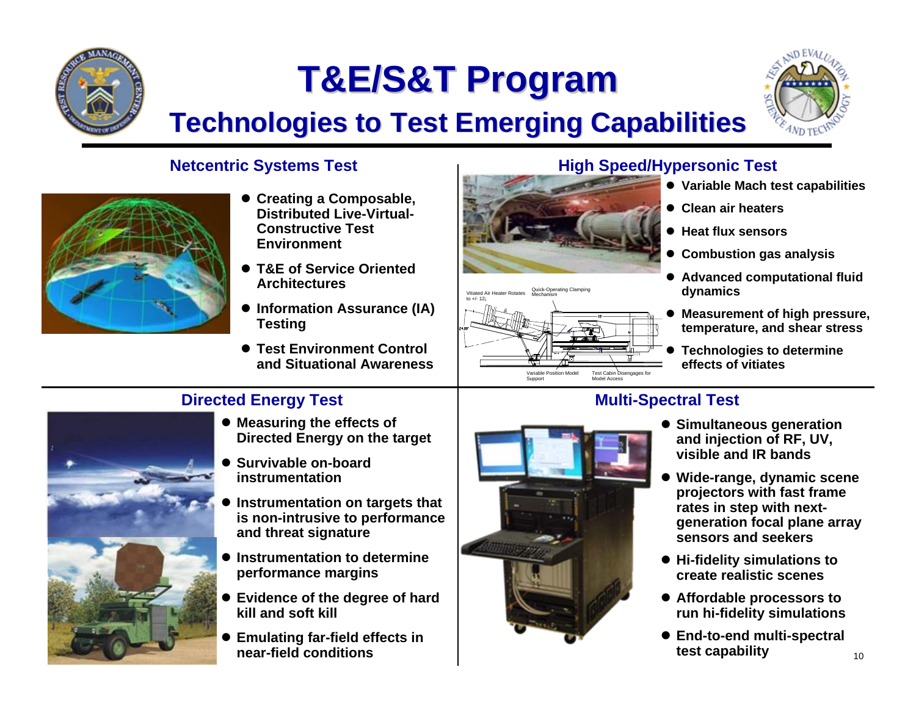# T&E/S&T Program

## Technologies to Test Emerging Capabilities

### Netcentric Systems Test

- Creating a Composable, Distributed Live-Virtual-Constructive Test Environment
- T&E of Service Oriented Architectures
- Information Assurance (IA) Testing
- Test Environment Control and Situational Awareness

### High Speed/Hypersonic Test

Vitiated Air Heater Rotates to +/- 12°

Quick-Operating Clamping Mechanism

Variable Position Model Support

Test Cabin Disengages for Model Access

- Variable Mach test capabilities
- Clean air heaters
- Heat flux sensors
- Combustion gas analysis
- Advanced computational fluid dynamics
- Measurement of high pressure, temperature, and shear stress
- Technologies to determine effects of vitiates

### Directed Energy Test

- Measuring the effects of Directed Energy on the target
- Survivable on-board instrumentation
- Instrumentation on targets that is non-intrusive to performance and threat signature
- Instrumentation to determine performance margins
- Evidence of the degree of hard kill and soft kill
- Emulating far-field effects in near-field conditions

### Multi-Spectral Test

- Simultaneous generation and injection of RF, UV, visible and IR bands
- Wide-range, dynamic scene projectors with fast frame rates in step with next-generation focal plane array sensors and seekers
- Hi-fidelity simulations to create realistic scenes
- Affordable processors to run hi-fidelity simulations
- End-to-end multi-spectral test capability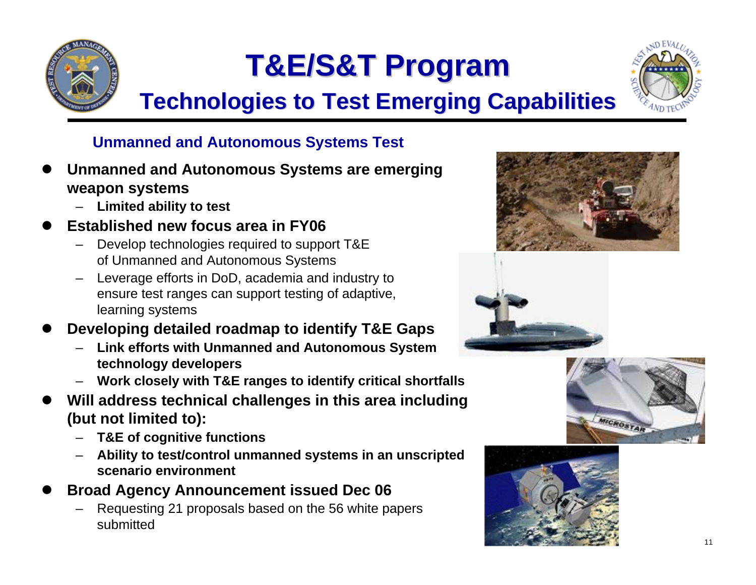# T&E/S&T Program

## Technologies to Test Emerging Capabilities

### Unmanned and Autonomous Systems Test

- **Unmanned and Autonomous Systems are emerging weapon systems**
  - **Limited ability to test**
- **Established new focus area in FY06**
  - Develop technologies required to support T&E of Unmanned and Autonomous Systems
  - Leverage efforts in DoD, academia and industry to ensure test ranges can support testing of adaptive, learning systems
- **Developing detailed roadmap to identify T&E Gaps**
  - **Link efforts with Unmanned and Autonomous System technology developers**
  - **Work closely with T&E ranges to identify critical shortfalls**
- **Will address technical challenges in this area including (but not limited to):**
  - **T&E of cognitive functions**
  - **Ability to test/control unmanned systems in an unscripted scenario environment**
- **Broad Agency Announcement issued Dec 06**
  - Requesting 21 proposals based on the 56 white papers submitted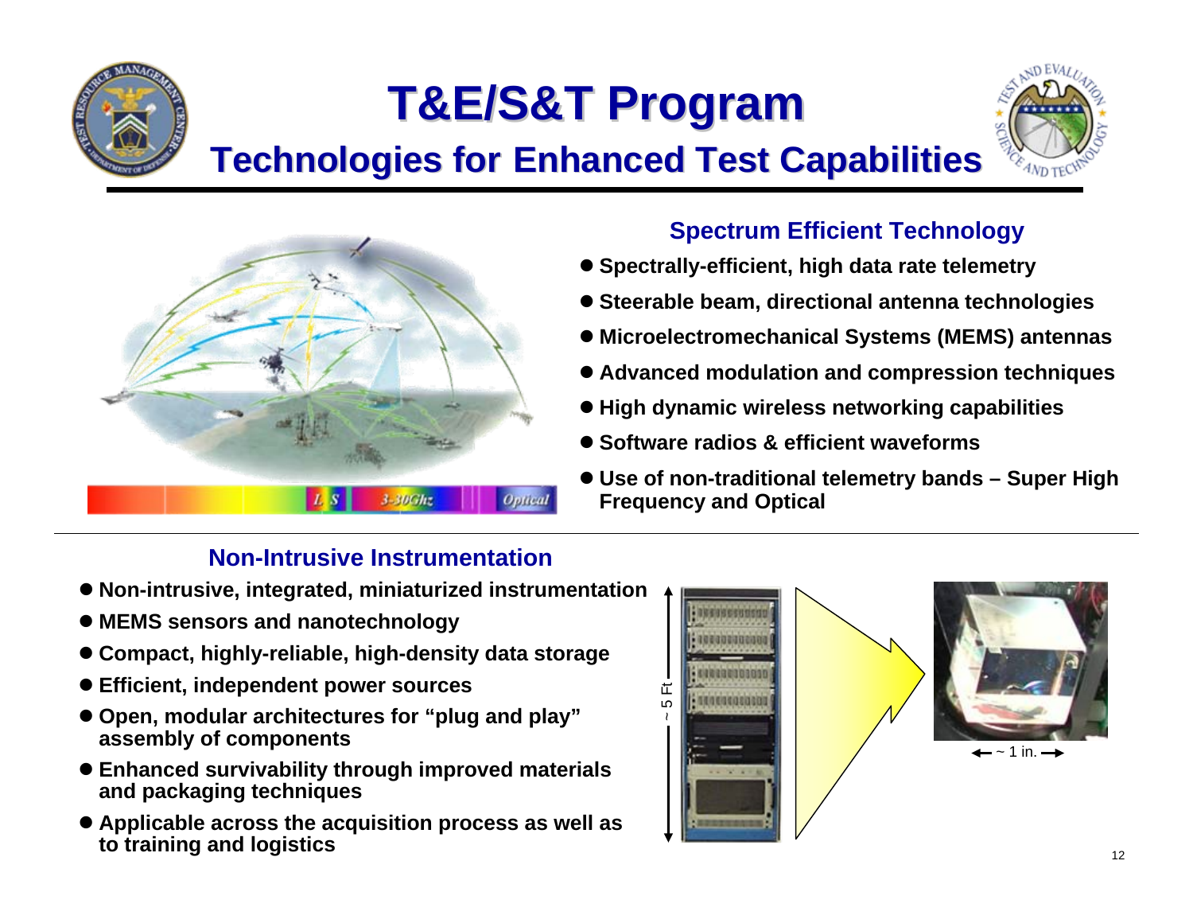# T&E/S&T Program

## Technologies for Enhanced Test Capabilities

### Spectrum Efficient Technology

- Spectrally-efficient, high data rate telemetry
- Steerable beam, directional antenna technologies
- Microelectromechanical Systems (MEMS) antennas
- Advanced modulation and compression techniques
- High dynamic wireless networking capabilities
- Software radios & efficient waveforms
- Use of non-traditional telemetry bands – Super High Frequency and Optical

### Non-Intrusive Instrumentation

- Non-intrusive, integrated, miniaturized instrumentation
- MEMS sensors and nanotechnology
- Compact, highly-reliable, high-density data storage
- Efficient, independent power sources
- Open, modular architectures for “plug and play” assembly of components
- Enhanced survivability through improved materials and packaging techniques
- Applicable across the acquisition process as well as to training and logistics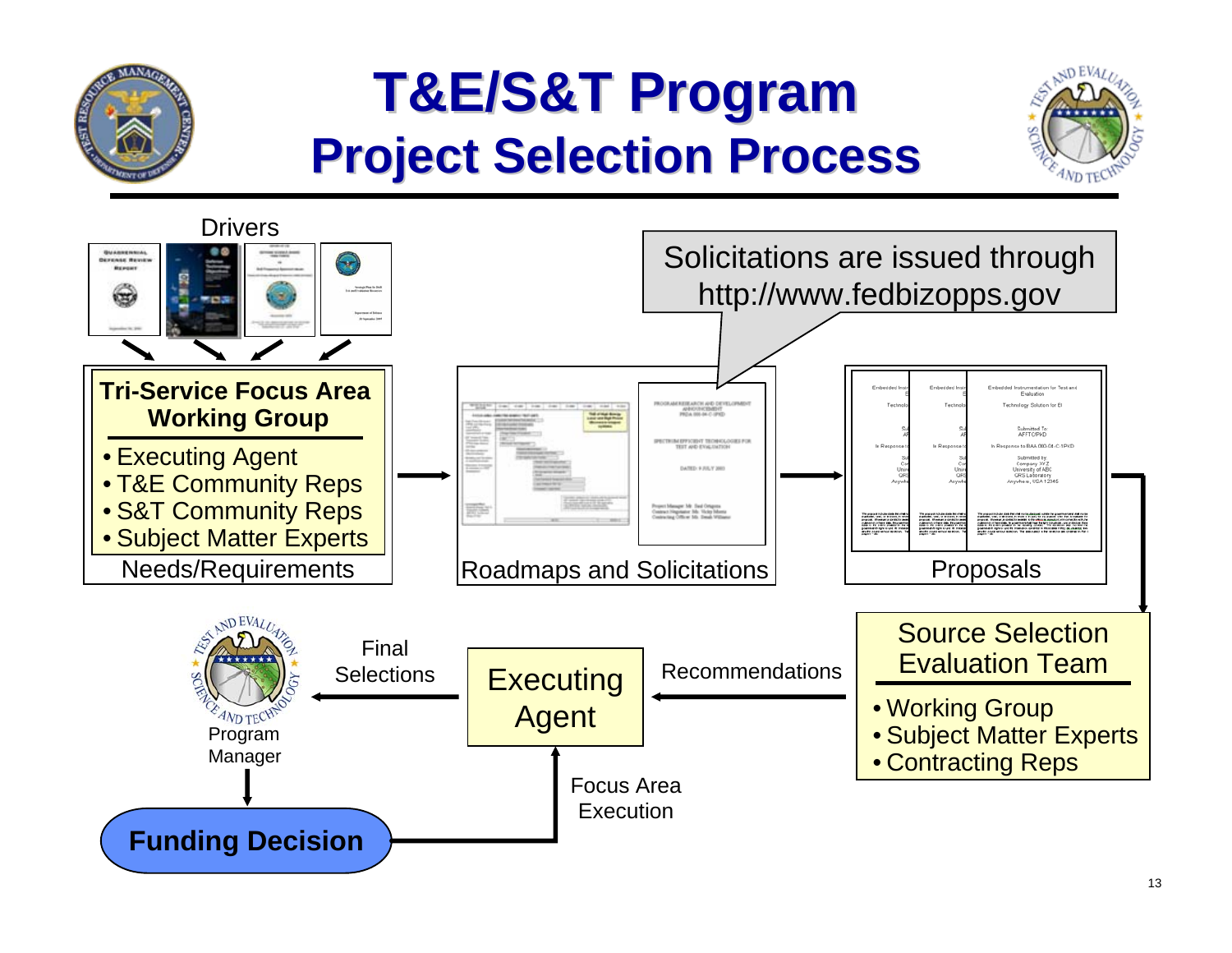# T&E/S&T Program
## Project Selection Process

Drivers

**Tri-Service Focus Area Working Group**

- Executing Agent
- T&E Community Reps
- S&T Community Reps
- Subject Matter Experts

Needs/Requirements

Solicitations are issued through http://www.fedbizopps.gov

Roadmaps and Solicitations

Proposals

Source Selection Evaluation Team

- Working Group
- Subject Matter Experts
- Contracting Reps

Recommendations

Executing Agent

Final Selections

Program Manager

Focus Area Execution

**Funding Decision**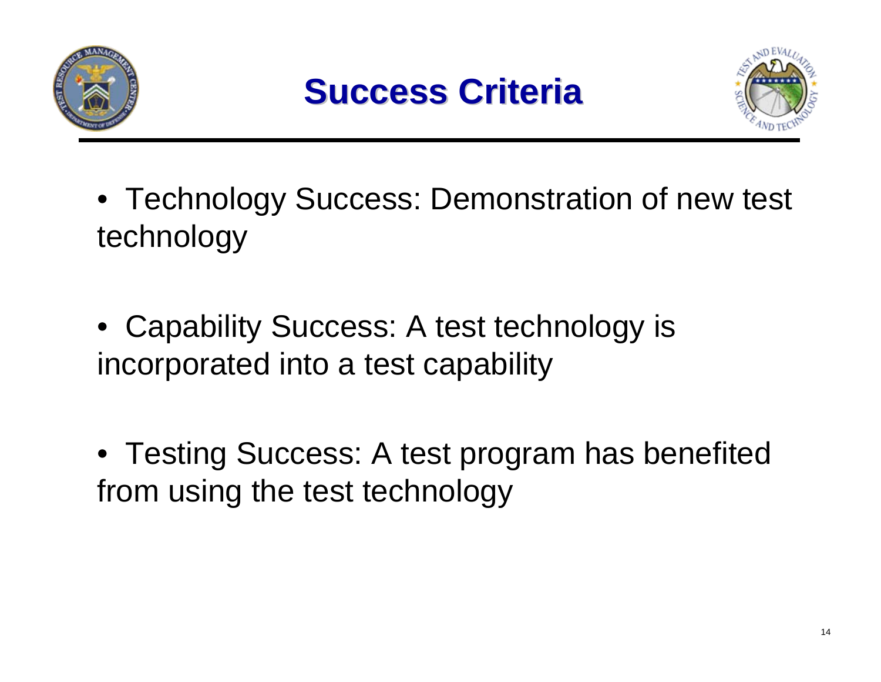# Success Criteria

- Technology Success: Demonstration of new test technology
- Capability Success: A test technology is incorporated into a test capability
- Testing Success: A test program has benefited from using the test technology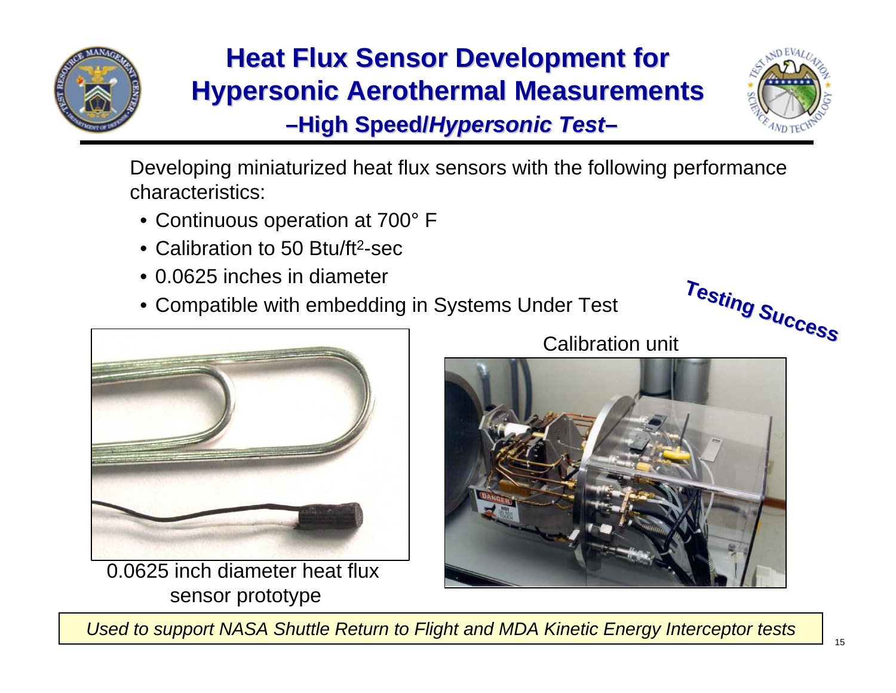# Heat Flux Sensor Development for Hypersonic Aerothermal Measurements

## –High Speed/*Hypersonic Test*–

Developing miniaturized heat flux sensors with the following performance characteristics:

- Continuous operation at 700° F
- Calibration to 50 Btu/$ft^2$-sec
- 0.0625 inches in diameter
- Compatible with embedding in Systems Under Test

***Testing Success***

0.0625 inch diameter heat flux sensor prototype

Calibration unit

*Used to support NASA Shuttle Return to Flight and MDA Kinetic Energy Interceptor tests*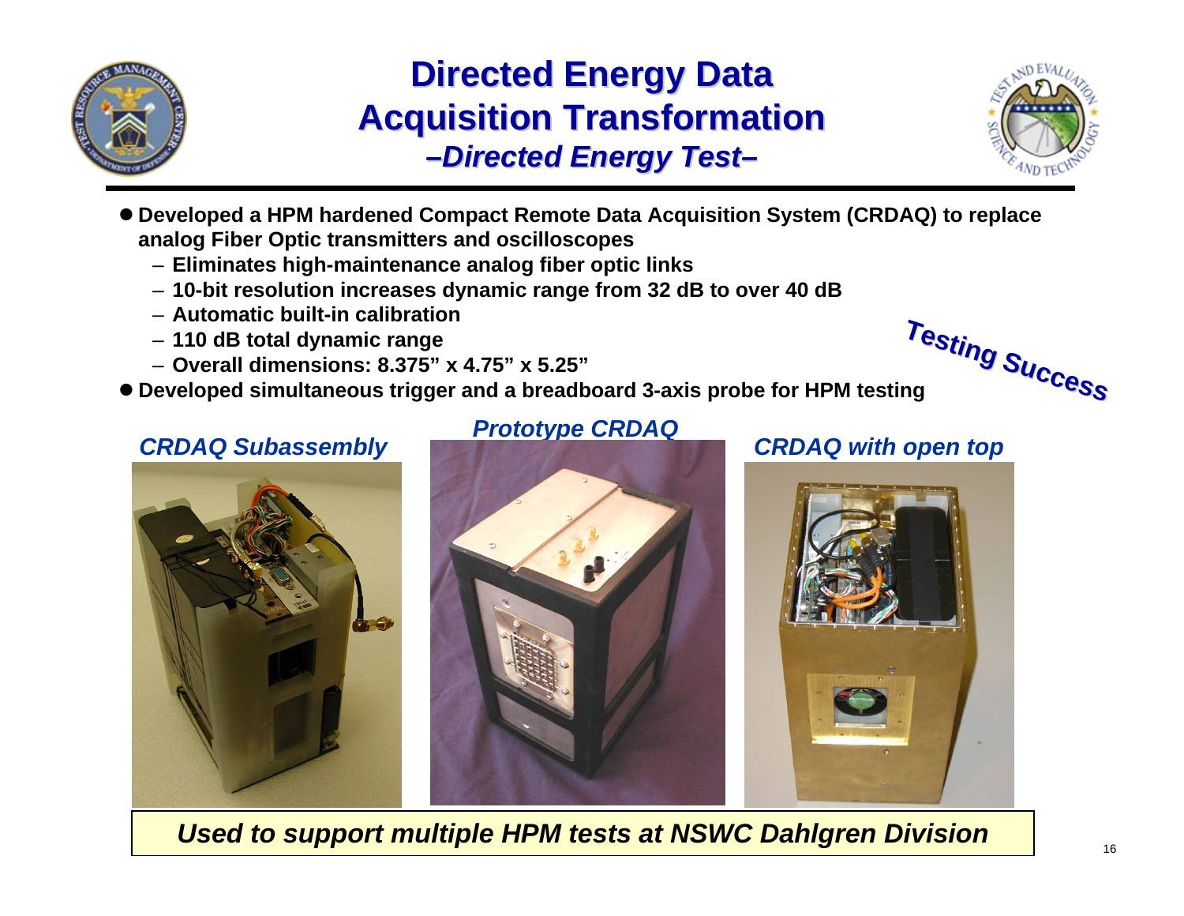# Directed Energy Data Acquisition Transformation

## *–Directed Energy Test–*

- **Developed a HPM hardened Compact Remote Data Acquisition System (CRDAQ) to replace analog Fiber Optic transmitters and oscilloscopes**
  - **Eliminates high-maintenance analog fiber optic links**
  - **10-bit resolution increases dynamic range from 32 dB to over 40 dB**
  - **Automatic built-in calibration**
  - **110 dB total dynamic range**
  - **Overall dimensions: 8.375" x 4.75" x 5.25"**
- **Developed simultaneous trigger and a breadboard 3-axis probe for HPM testing**

***Testing Success***

***CRDAQ Subassembly***

***Prototype CRDAQ***

***CRDAQ with open top***

***Used to support multiple HPM tests at NSWC Dahlgren Division***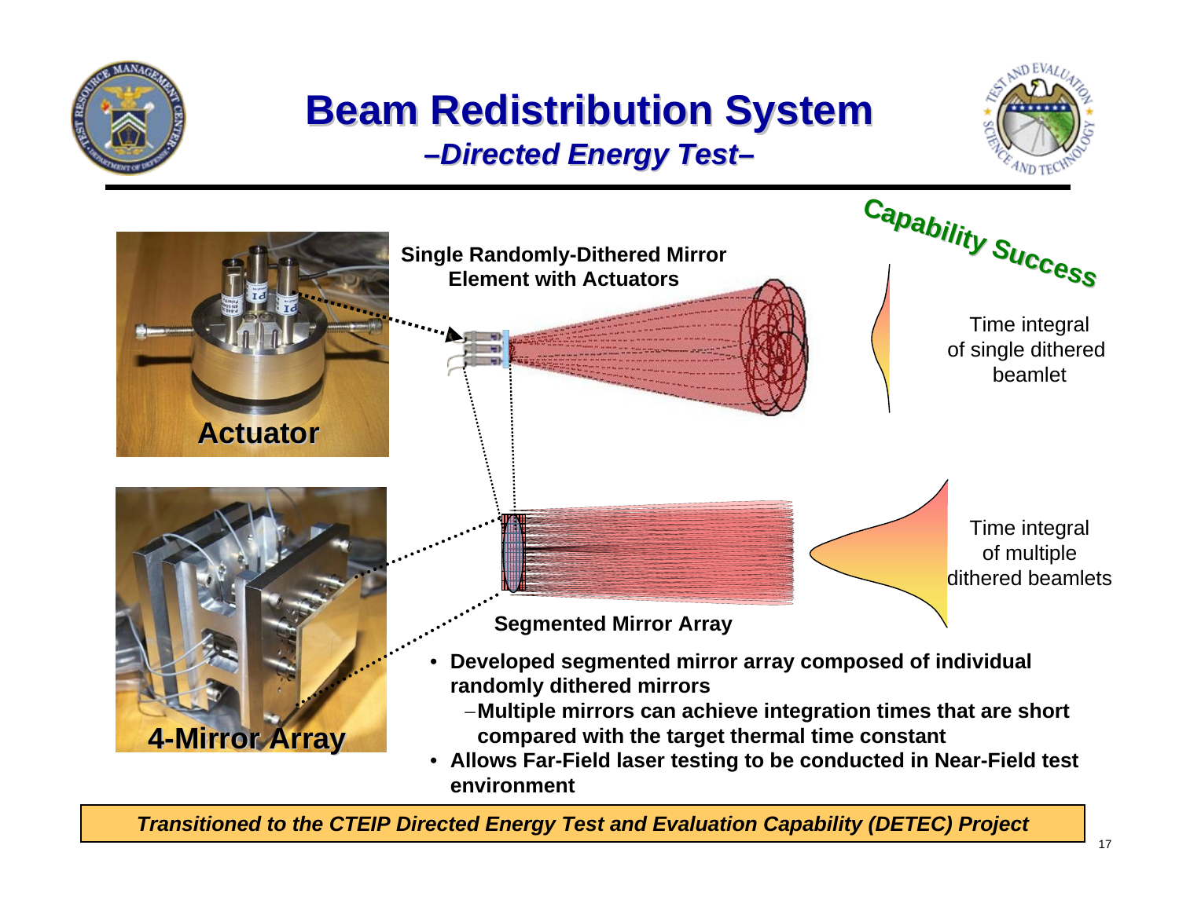# Beam Redistribution System

## *–Directed Energy Test–*

**Capability Success**

**Single Randomly-Dithered Mirror Element with Actuators**

**Actuator**

Time integral of single dithered beamlet

**4-Mirror Array**

**Segmented Mirror Array**

Time integral of multiple dithered beamlets

- **Developed segmented mirror array composed of individual randomly dithered mirrors**
  - **Multiple mirrors can achieve integration times that are short compared with the target thermal time constant**
- **Allows Far-Field laser testing to be conducted in Near-Field test environment**

***Transitioned to the CTEIP Directed Energy Test and Evaluation Capability (DETEC) Project***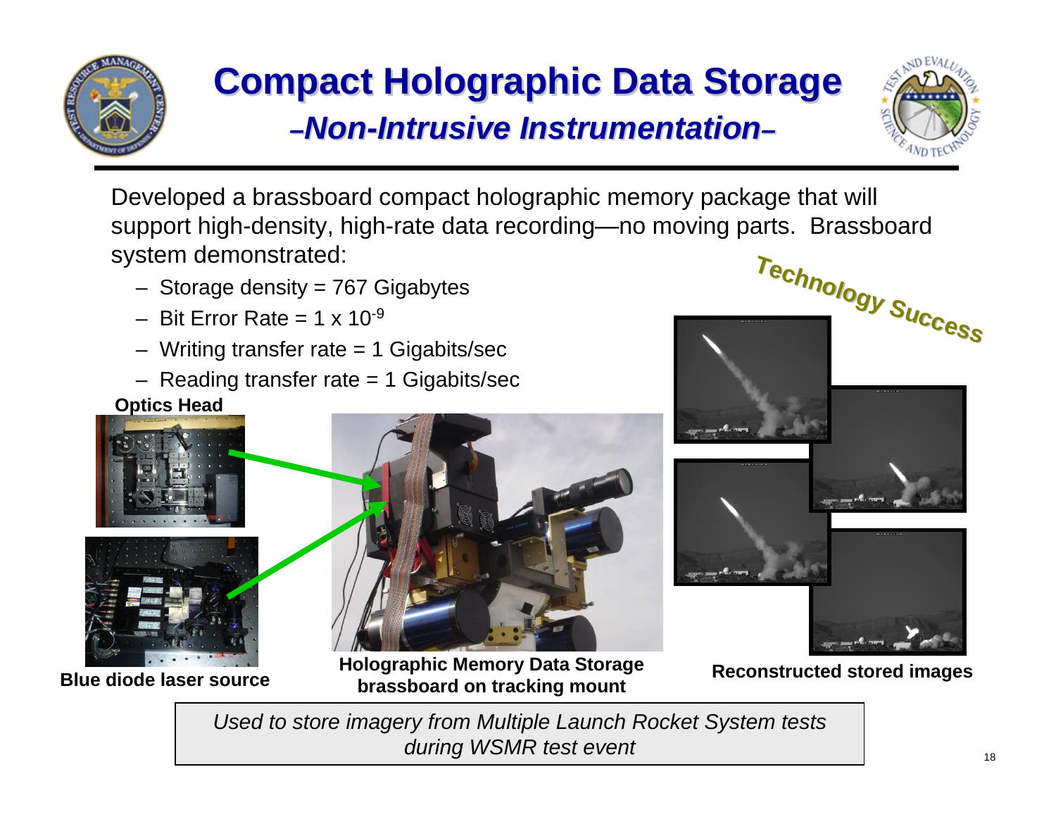# Compact Holographic Data Storage

## –Non-Intrusive Instrumentation–

Developed a brassboard compact holographic memory package that will support high-density, high-rate data recording—no moving parts. Brassboard system demonstrated:

- Storage density = 767 Gigabytes
- Bit Error Rate = $1 \times 10^{-9}$
- Writing transfer rate = 1 Gigabits/sec
- Reading transfer rate = 1 Gigabits/sec

**Technology Success**

**Optics Head**

**Blue diode laser source**

**Holographic Memory Data Storage brassboard on tracking mount**

**Reconstructed stored images**

*Used to store imagery from Multiple Launch Rocket System tests during WSMR test event*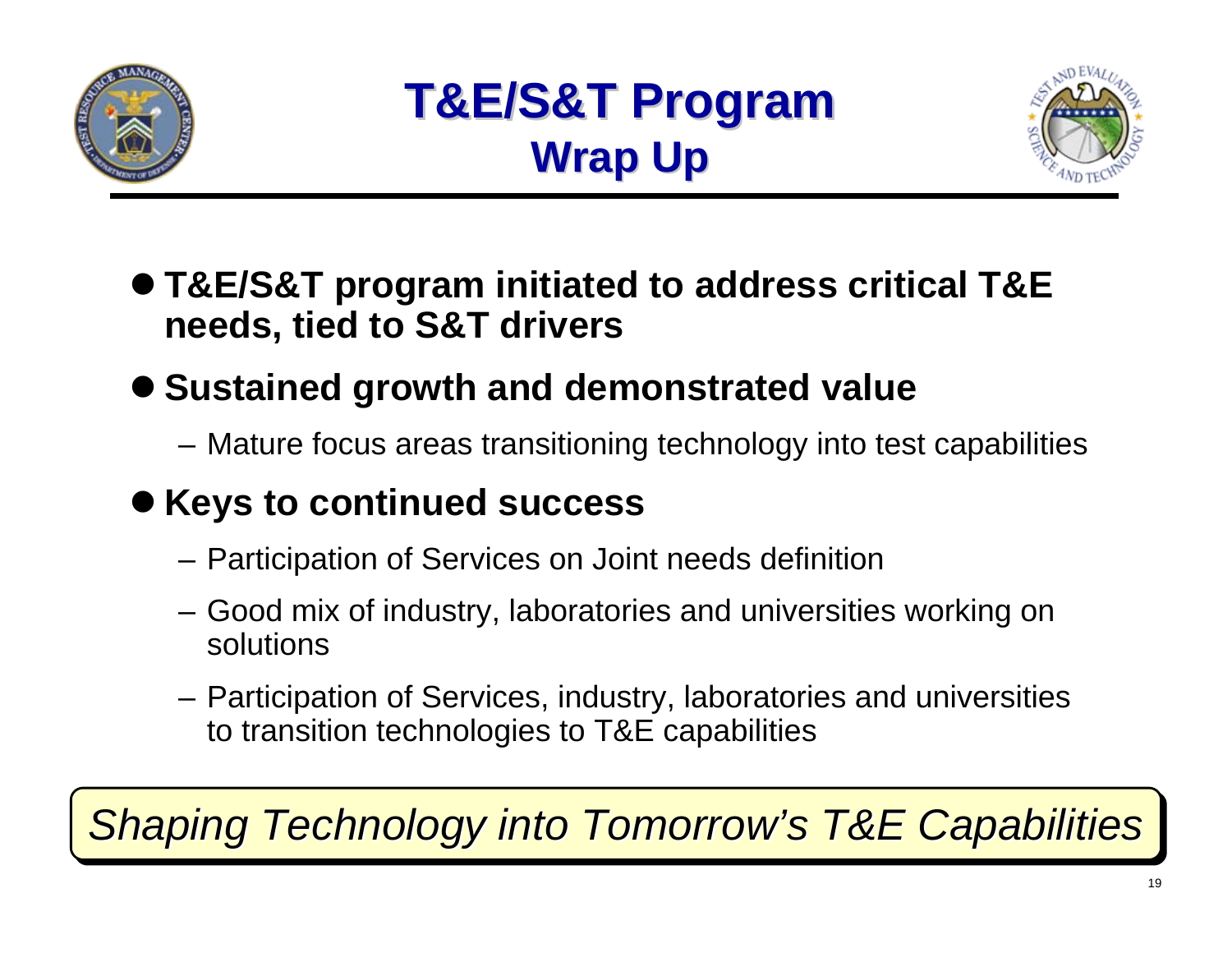# T&E/S&T Program
## Wrap Up

- **T&E/S&T program initiated to address critical T&E needs, tied to S&T drivers**
- **Sustained growth and demonstrated value**
  - Mature focus areas transitioning technology into test capabilities
- **Keys to continued success**
  - Participation of Services on Joint needs definition
  - Good mix of industry, laboratories and universities working on solutions
  - Participation of Services, industry, laboratories and universities to transition technologies to T&E capabilities

*Shaping Technology into Tomorrow's T&E Capabilities*